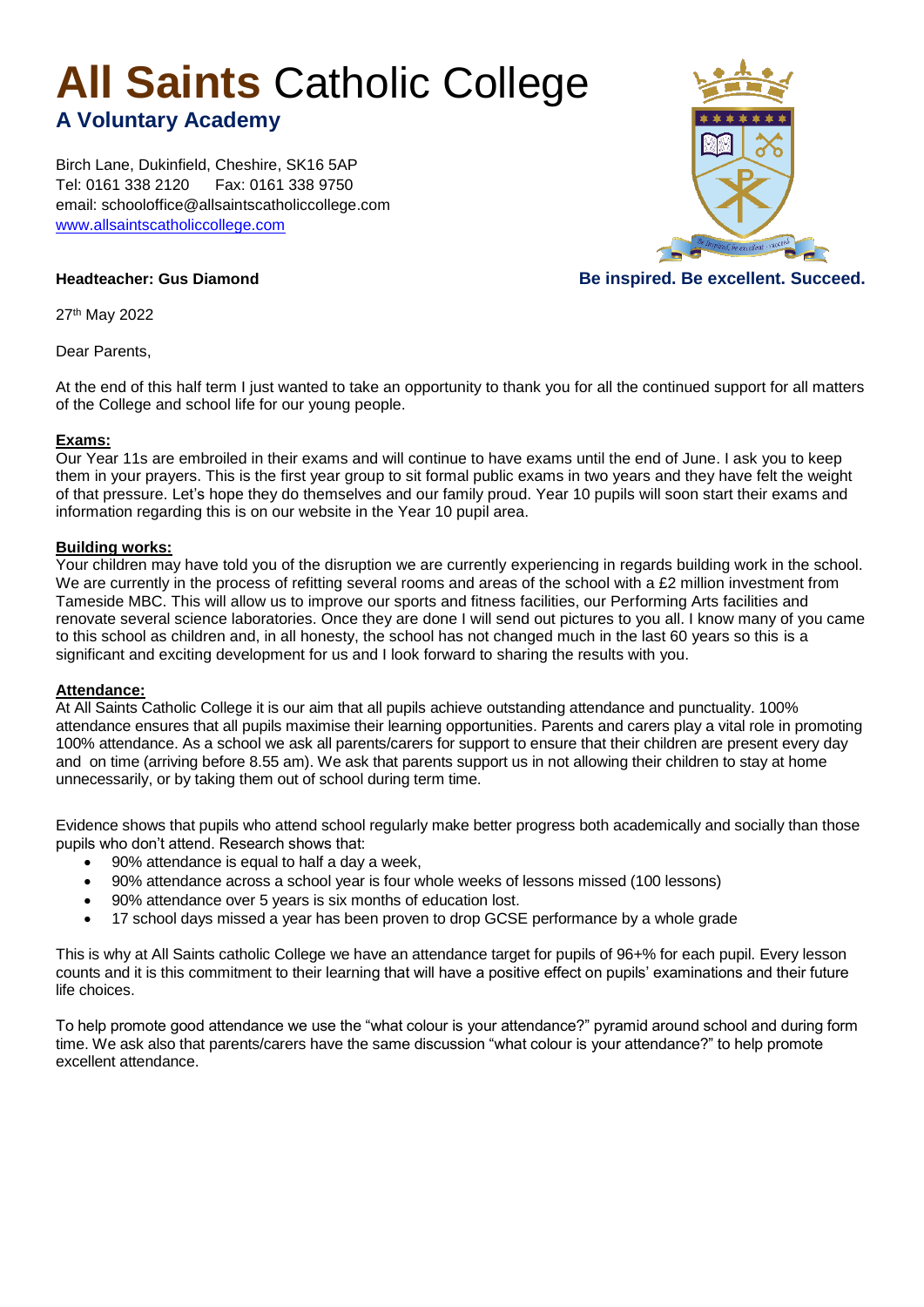# **All Saints** Catholic College

## A Voluntary Academy

Birch Lane, Dukinfield, Cheshire, SK16 5AP
Tel: 0161 338 2120 Fax: 0161 338 9750
email: schooloffice@allsaintscatholiccollege.com
[www.allsaintscatholiccollege.com](http://www.allsaintscatholiccollege.com)

**Headteacher: Gus Diamond**

**Be inspired. Be excellent. Succeed.**

27th May 2022

Dear Parents,

At the end of this half term I just wanted to take an opportunity to thank you for all the continued support for all matters of the College and school life for our young people.

**Exams:**

Our Year 11s are embroiled in their exams and will continue to have exams until the end of June. I ask you to keep them in your prayers. This is the first year group to sit formal public exams in two years and they have felt the weight of that pressure. Let's hope they do themselves and our family proud. Year 10 pupils will soon start their exams and information regarding this is on our website in the Year 10 pupil area.

**Building works:**

Your children may have told you of the disruption we are currently experiencing in regards building work in the school. We are currently in the process of refitting several rooms and areas of the school with a £2 million investment from Tameside MBC. This will allow us to improve our sports and fitness facilities, our Performing Arts facilities and renovate several science laboratories. Once they are done I will send out pictures to you all. I know many of you came to this school as children and, in all honesty, the school has not changed much in the last 60 years so this is a significant and exciting development for us and I look forward to sharing the results with you.

**Attendance:**

At All Saints Catholic College it is our aim that all pupils achieve outstanding attendance and punctuality. 100% attendance ensures that all pupils maximise their learning opportunities. Parents and carers play a vital role in promoting 100% attendance. As a school we ask all parents/carers for support to ensure that their children are present every day and on time (arriving before 8.55 am). We ask that parents support us in not allowing their children to stay at home unnecessarily, or by taking them out of school during term time.

Evidence shows that pupils who attend school regularly make better progress both academically and socially than those pupils who don't attend. Research shows that:

- 90% attendance is equal to half a day a week,
- 90% attendance across a school year is four whole weeks of lessons missed (100 lessons)
- 90% attendance over 5 years is six months of education lost.
- 17 school days missed a year has been proven to drop GCSE performance by a whole grade

This is why at All Saints catholic College we have an attendance target for pupils of 96+% for each pupil. Every lesson counts and it is this commitment to their learning that will have a positive effect on pupils' examinations and their future life choices.

To help promote good attendance we use the "what colour is your attendance?" pyramid around school and during form time. We ask also that parents/carers have the same discussion "what colour is your attendance?" to help promote excellent attendance.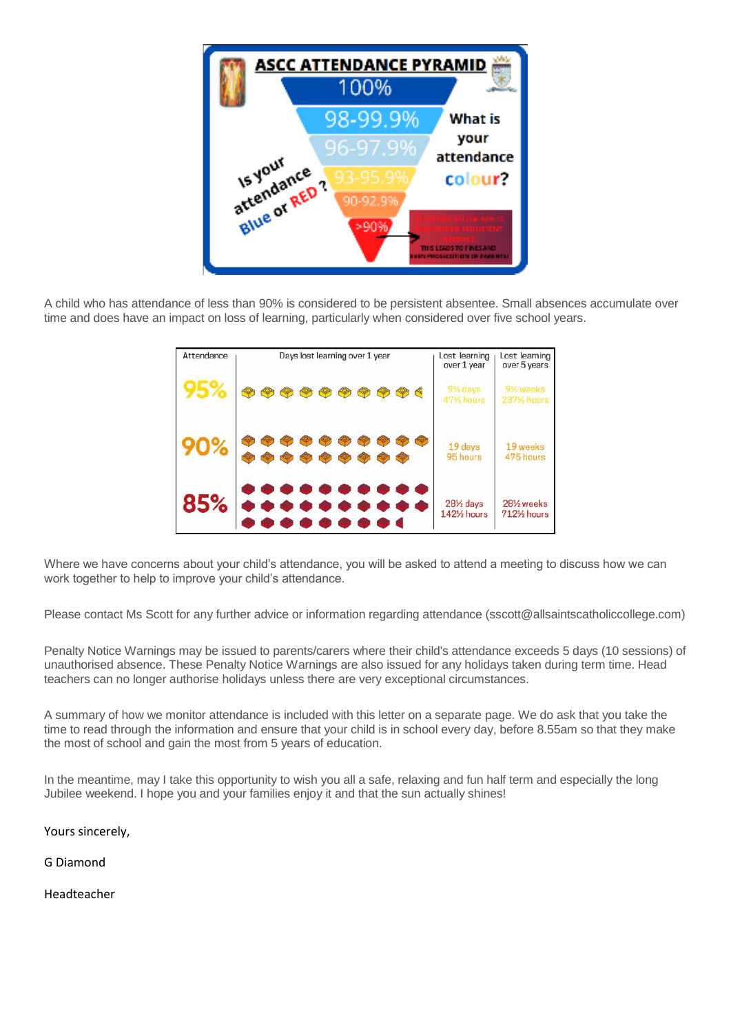ASCC ATTENDANCE PYRAMID

100%

98-99.9%

96-97.9%

93-95.9%

90-92.9%

>90%

What is your attendance colour?

Is your attendance Blue or RED?

ATTENDANCE BELOW 90% IS CONSIDERED PERSISTENT ABSENCE. THIS LEADS TO FINES AND EVEN PROSECUTION OF PARENTS!

A child who has attendance of less than 90% is considered to be persistent absentee. Small absences accumulate over time and does have an impact on loss of learning, particularly when considered over five school years.

| Attendance | Days lost learning over 1 year | Lost learning over 1 year | Lost learning over 5 years |
|---|---|---|---|
| 95% | | 9½ days 47½ hours | 9½ weeks 237½ hours |
| 90% | | 19 days 95 hours | 19 weeks 475 hours |
| 85% | | 28½ days 142½ hours | 28½ weeks 712½ hours |

Where we have concerns about your child's attendance, you will be asked to attend a meeting to discuss how we can work together to help to improve your child's attendance.

Please contact Ms Scott for any further advice or information regarding attendance (sscott@allsaintscatholiccollege.com)

Penalty Notice Warnings may be issued to parents/carers where their child's attendance exceeds 5 days (10 sessions) of unauthorised absence. These Penalty Notice Warnings are also issued for any holidays taken during term time. Head teachers can no longer authorise holidays unless there are very exceptional circumstances.

A summary of how we monitor attendance is included with this letter on a separate page. We do ask that you take the time to read through the information and ensure that your child is in school every day, before 8.55am so that they make the most of school and gain the most from 5 years of education.

In the meantime, may I take this opportunity to wish you all a safe, relaxing and fun half term and especially the long Jubilee weekend. I hope you and your families enjoy it and that the sun actually shines!

Yours sincerely,

G Diamond

Headteacher